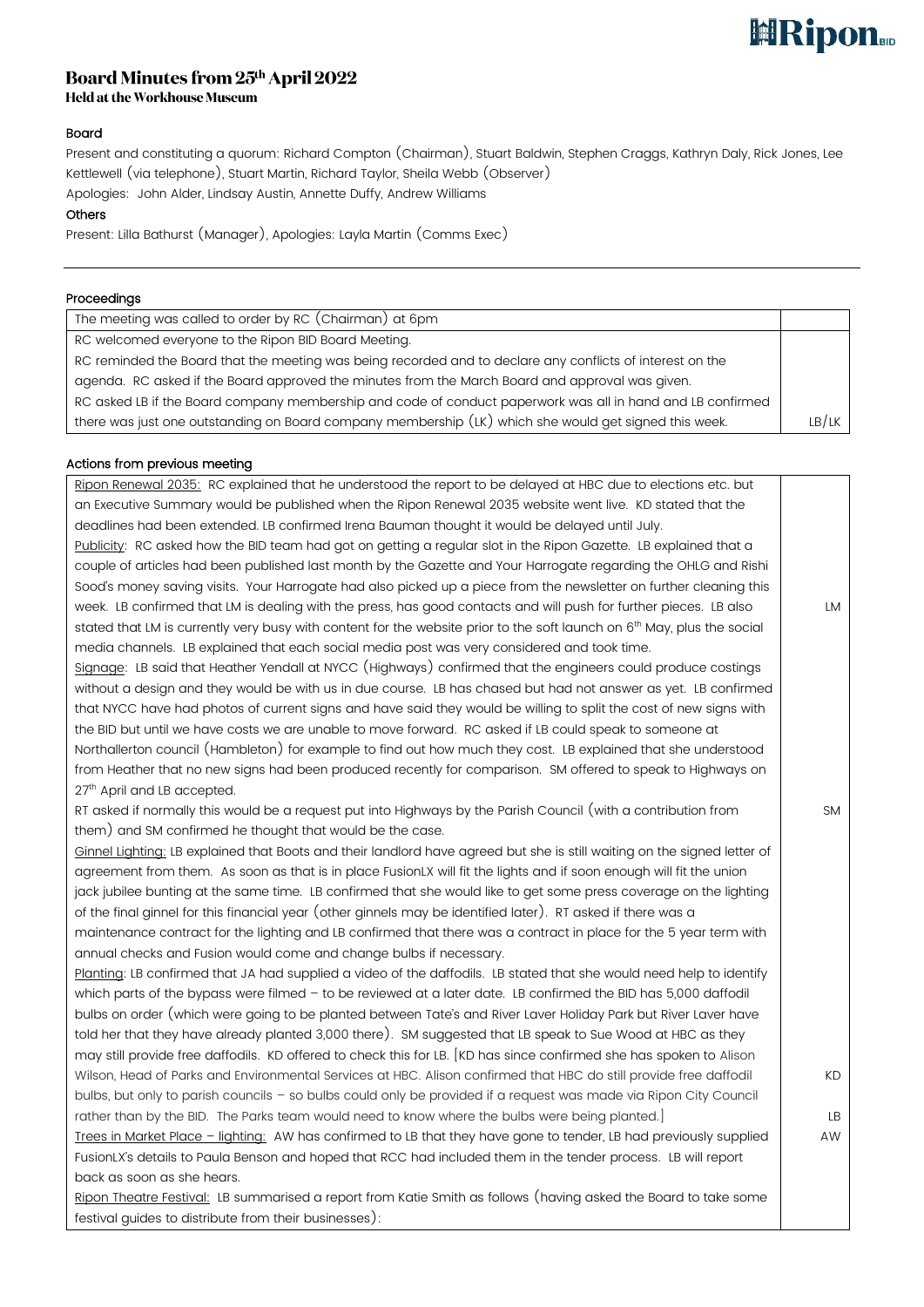# Board Minutes from 25th April 2022

### Held at the Workhouse Museum

**Board**

Present and constituting a quorum: Richard Compton (Chairman), Stuart Baldwin, Stephen Craggs, Kathryn Daly, Rick Jones, Lee Kettlewell (via telephone), Stuart Martin, Richard Taylor, Sheila Webb (Observer)

Apologies: John Alder, Lindsay Austin, Annette Duffy, Andrew Williams

**Others**

Present: Lilla Bathurst (Manager), Apologies: Layla Martin (Comms Exec)

---

**Proceedings**

| The meeting was called to order by RC (Chairman) at 6pm | |
|---|---|
| RC welcomed everyone to the Ripon BID Board Meeting. RC reminded the Board that the meeting was being recorded and to declare any conflicts of interest on the agenda. RC asked if the Board approved the minutes from the March Board and approval was given. RC asked LB if the Board company membership and code of conduct paperwork was all in hand and LB confirmed there was just one outstanding on Board company membership (LK) which she would get signed this week. | LB/LK |

**Actions from previous meeting**

| | |
|---|---|
| Ripon Renewal 2035: RC explained that he understood the report to be delayed at HBC due to elections etc. but an Executive Summary would be published when the Ripon Renewal 2035 website went live. KD stated that the deadlines had been extended. LB confirmed Irena Bauman thought it would be delayed until July. | |
| Publicity: RC asked how the BID team had got on getting a regular slot in the Ripon Gazette. LB explained that a couple of articles had been published last month by the Gazette and Your Harrogate regarding the OHLG and Rishi Sood's money saving visits. Your Harrogate had also picked up a piece from the newsletter on further cleaning this week. LB confirmed that LM is dealing with the press, has good contacts and will push for further pieces. LB also stated that LM is currently very busy with content for the website prior to the soft launch on 6th May, plus the social media channels. LB explained that each social media post was very considered and took time. | LM |
| Signage: LB said that Heather Yendall at NYCC (Highways) confirmed that the engineers could produce costings without a design and they would be with us in due course. LB has chased but had not answer as yet. LB confirmed that NYCC have had photos of current signs and have said they would be willing to split the cost of new signs with the BID but until we have costs we are unable to move forward. RC asked if LB could speak to someone at Northallerton council (Hambleton) for example to find out how much they cost. LB explained that she understood from Heather that no new signs had been produced recently for comparison. SM offered to speak to Highways on 27th April and LB accepted. RT asked if normally this would be a request put into Highways by the Parish Council (with a contribution from them) and SM confirmed he thought that would be the case. | SM |
| Ginnel Lighting: LB explained that Boots and their landlord have agreed but she is still waiting on the signed letter of agreement from them. As soon as that is in place FusionLX will fit the lights and if soon enough will fit the union jack jubilee bunting at the same time. LB confirmed that she would like to get some press coverage on the lighting of the final ginnel for this financial year (other ginnels may be identified later). RT asked if there was a maintenance contract for the lighting and LB confirmed that there was a contract in place for the 5 year term with annual checks and Fusion would come and change bulbs if necessary. | |
| Planting: LB confirmed that JA had supplied a video of the daffodils. LB stated that she would need help to identify which parts of the bypass were filmed – to be reviewed at a later date. LB confirmed the BID has 5,000 daffodil bulbs on order (which were going to be planted between Tate's and River Laver Holiday Park but River Laver have told her that they have already planted 3,000 there). SM suggested that LB speak to Sue Wood at HBC as they may still provide free daffodils. KD offered to check this for LB. [KD has since confirmed she has spoken to Alison Wilson, Head of Parks and Environmental Services at HBC. Alison confirmed that HBC do still provide free daffodil bulbs, but only to parish councils – so bulbs could only be provided if a request was made via Ripon City Council rather than by the BID. The Parks team would need to know where the bulbs were being planted.] | KD<br><br>LB |
| Trees in Market Place – lighting: AW has confirmed to LB that they have gone to tender, LB had previously supplied FusionLX's details to Paula Benson and hoped that RCC had included them in the tender process. LB will report back as soon as she hears. | AW |
| Ripon Theatre Festival: LB summarised a report from Katie Smith as follows (having asked the Board to take some festival guides to distribute from their businesses): | |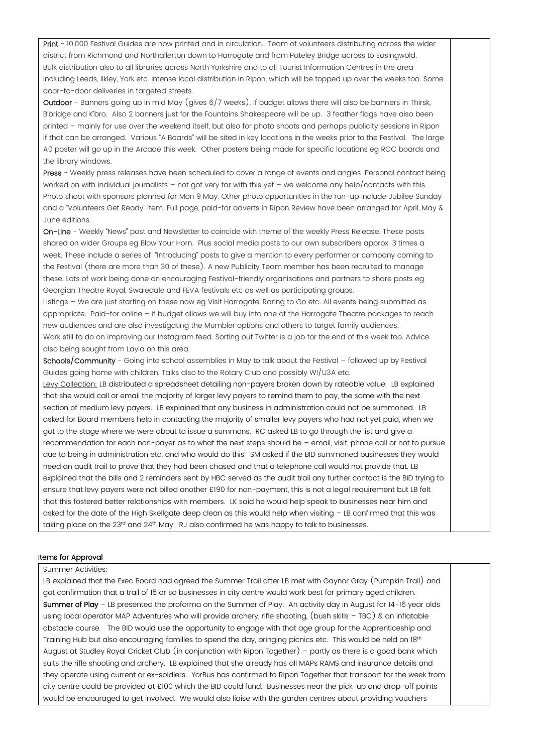**Print** - 10,000 Festival Guides are now printed and in circulation. Team of volunteers distributing across the wider district from Richmond and Northallerton down to Harrogate and from Pateley Bridge across to Easingwold. Bulk distribution also to all libraries across North Yorkshire and to all Tourist Information Centres in the area including Leeds, Ilkley, York etc. Intense local distribution in Ripon, which will be topped up over the weeks too. Some door-to-door deliveries in targeted streets.

**Outdoor** - Banners going up in mid May (gives 6/7 weeks). If budget allows there will also be banners in Thirsk, B'bridge and K'bro. Also 2 banners just for the Fountains Shakespeare will be up. 3 feather flags have also been printed – mainly for use over the weekend itself, but also for photo shoots and perhaps publicity sessions in Ripon if that can be arranged. Various "A Boards" will be sited in key locations in the weeks prior to the Festival. The large A0 poster will go up in the Arcade this week. Other posters being made for specific locations eg RCC boards and the library windows.

**Press** - Weekly press releases have been scheduled to cover a range of events and angles. Personal contact being worked on with individual journalists – not got very far with this yet – we welcome any help/contacts with this. Photo shoot with sponsors planned for Mon 9 May. Other photo opportunities in the run-up include Jubilee Sunday and a "Volunteers Get Ready" item. Full page, paid-for adverts in Ripon Review have been arranged for April, May & June editions.

**On-Line** - Weekly "News" post and Newsletter to coincide with theme of the weekly Press Release. These posts shared on wider Groups eg Blow Your Horn. Plus social media posts to our own subscribers approx. 3 times a week. These include a series of "Introducing" posts to give a mention to every performer or company coming to the Festival (there are more than 30 of these). A new Publicity Team member has been recruited to manage these. Lots of work being done on encouraging Festival-friendly organisations and partners to share posts eg Georgian Theatre Royal, Swaledale and FEVA festivals etc as well as participating groups.

Listings – We are just starting on these now eg Visit Harrogate, Raring to Go etc. All events being submitted as appropriate. Paid-for online – If budget allows we will buy into one of the Harrogate Theatre packages to reach new audiences and are also investigating the Mumbler options and others to target family audiences.

Work still to do on improving our Instagram feed. Sorting out Twitter is a job for the end of this week too. Advice also being sought from Layla on this area.

**Schools/Community** - Going into school assemblies in May to talk about the Festival – followed up by Festival Guides going home with children. Talks also to the Rotary Club and possibly WI/U3A etc.

Levy Collection: LB distributed a spreadsheet detailing non-payers broken down by rateable value. LB explained that she would call or email the majority of larger levy payers to remind them to pay, the same with the next section of medium levy payers. LB explained that any business in administration could not be summoned. LB asked for Board members help in contacting the majority of smaller levy payers who had not yet paid, when we got to the stage where we were about to issue a summons. RC asked LB to go through the list and give a recommendation for each non-payer as to what the next steps should be – email, visit, phone call or not to pursue due to being in administration etc. and who would do this. SM asked if the BID summoned businesses they would need an audit trail to prove that they had been chased and that a telephone call would not provide that. LB explained that the bills and 2 reminders sent by HBC served as the audit trail any further contact is the BID trying to ensure that levy payers were not billed another £190 for non-payment, this is not a legal requirement but LB felt that this fostered better relationships with members. LK said he would help speak to businesses near him and asked for the date of the High Skellgate deep clean as this would help when visiting – LB confirmed that this was taking place on the 23rd and 24th May. RJ also confirmed he was happy to talk to businesses.

## Items for Approval

Summer Activities:

LB explained that the Exec Board had agreed the Summer Trail after LB met with Gaynor Gray (Pumpkin Trail) and got confirmation that a trail of 15 or so businesses in city centre would work best for primary aged children.

**Summer of Play** – LB presented the proforma on the Summer of Play. An activity day in August for 14-16 year olds using local operator MAP Adventures who will provide archery, rifle shooting, (bush skills – TBC) & an inflatable obstacle course. The BID would use the opportunity to engage with that age group for the Apprenticeship and Training Hub but also encouraging families to spend the day, bringing picnics etc. This would be held on 18th August at Studley Royal Cricket Club (in conjunction with Ripon Together) – partly as there is a good bank which suits the rifle shooting and archery. LB explained that she already has all MAPs RAMS and insurance details and they operate using current or ex-soldiers. YorBus has confirmed to Ripon Together that transport for the week from city centre could be provided at £100 which the BID could fund. Businesses near the pick-up and drop-off points would be encouraged to get involved. We would also liaise with the garden centres about providing vouchers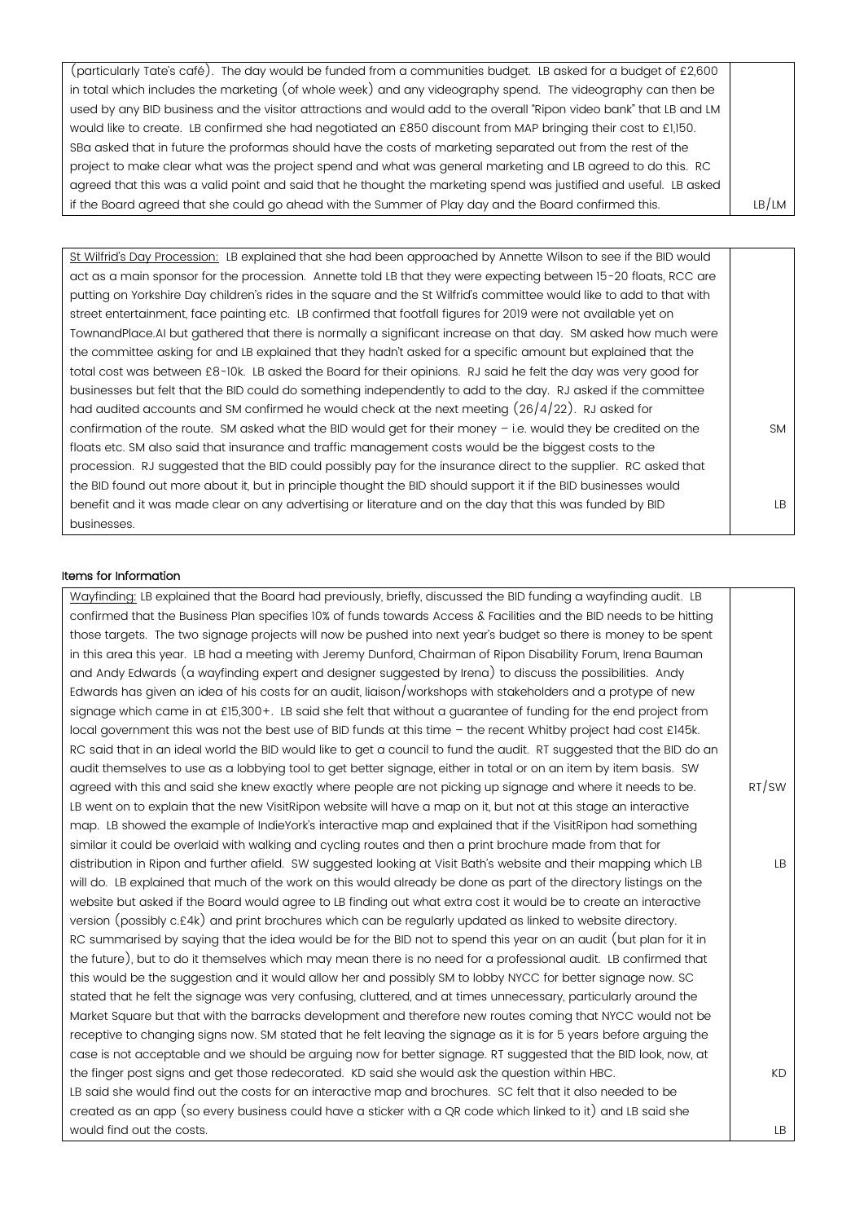| | |
|---|---|
| (particularly Tate's café). The day would be funded from a communities budget. LB asked for a budget of £2,600 in total which includes the marketing (of whole week) and any videography spend. The videography can then be used by any BID business and the visitor attractions and would add to the overall "Ripon video bank" that LB and LM would like to create. LB confirmed she had negotiated an £850 discount from MAP bringing their cost to £1,150. SBa asked that in future the proformas should have the costs of marketing separated out from the rest of the project to make clear what was the project spend and what was general marketing and LB agreed to do this. RC agreed that this was a valid point and said that he thought the marketing spend was justified and useful. LB asked if the Board agreed that she could go ahead with the Summer of Play day and the Board confirmed this. | LB/LM |

| | |
|---|---|
| St Wilfrid's Day Procession: LB explained that she had been approached by Annette Wilson to see if the BID would act as a main sponsor for the procession. Annette told LB that they were expecting between 15-20 floats, RCC are putting on Yorkshire Day children's rides in the square and the St Wilfrid's committee would like to add to that with street entertainment, face painting etc. LB confirmed that footfall figures for 2019 were not available yet on TownandPlace.AI but gathered that there is normally a significant increase on that day. SM asked how much were the committee asking for and LB explained that they hadn't asked for a specific amount but explained that the total cost was between £8-10k. LB asked the Board for their opinions. RJ said he felt the day was very good for businesses but felt that the BID could do something independently to add to the day. RJ asked if the committee had audited accounts and SM confirmed he would check at the next meeting (26/4/22). RJ asked for confirmation of the route. SM asked what the BID would get for their money – i.e. would they be credited on the floats etc. SM also said that insurance and traffic management costs would be the biggest costs to the procession. RJ suggested that the BID could possibly pay for the insurance direct to the supplier. RC asked that the BID found out more about it, but in principle thought the BID should support it if the BID businesses would benefit and it was made clear on any advertising or literature and on the day that this was funded by BID businesses. | SM<br><br>LB |

#### Items for Information

| | |
|---|---|
| Wayfinding: LB explained that the Board had previously, briefly, discussed the BID funding a wayfinding audit. LB confirmed that the Business Plan specifies 10% of funds towards Access & Facilities and the BID needs to be hitting those targets. The two signage projects will now be pushed into next year's budget so there is money to be spent in this area this year. LB had a meeting with Jeremy Dunford, Chairman of Ripon Disability Forum, Irena Bauman and Andy Edwards (a wayfinding expert and designer suggested by Irena) to discuss the possibilities. Andy Edwards has given an idea of his costs for an audit, liaison/workshops with stakeholders and a protype of new signage which came in at £15,300+. LB said she felt that without a guarantee of funding for the end project from local government this was not the best use of BID funds at this time – the recent Whitby project had cost £145k. RC said that in an ideal world the BID would like to get a council to fund the audit. RT suggested that the BID do an audit themselves to use as a lobbying tool to get better signage, either in total or on an item by item basis. SW agreed with this and said she knew exactly where people are not picking up signage and where it needs to be. LB went on to explain that the new VisitRipon website will have a map on it, but not at this stage an interactive map. LB showed the example of IndieYork's interactive map and explained that if the VisitRipon had something similar it could be overlaid with walking and cycling routes and then a print brochure made from that for distribution in Ripon and further afield. SW suggested looking at Visit Bath's website and their mapping which LB will do. LB explained that much of the work on this would already be done as part of the directory listings on the website but asked if the Board would agree to LB finding out what extra cost it would be to create an interactive version (possibly c.£4k) and print brochures which can be regularly updated as linked to website directory. RC summarised by saying that the idea would be for the BID not to spend this year on an audit (but plan for it in the future), but to do it themselves which may mean there is no need for a professional audit. LB confirmed that this would be the suggestion and it would allow her and possibly SM to lobby NYCC for better signage now. SC stated that he felt the signage was very confusing, cluttered, and at times unnecessary, particularly around the Market Square but that with the barracks development and therefore new routes coming that NYCC would not be receptive to changing signs now. SM stated that he felt leaving the signage as it is for 5 years before arguing the case is not acceptable and we should be arguing now for better signage. RT suggested that the BID look, now, at the finger post signs and get those redecorated. KD said she would ask the question within HBC. LB said she would find out the costs for an interactive map and brochures. SC felt that it also needed to be created as an app (so every business could have a sticker with a QR code which linked to it) and LB said she would find out the costs. | RT/SW<br><br>LB<br><br>KD<br><br>LB |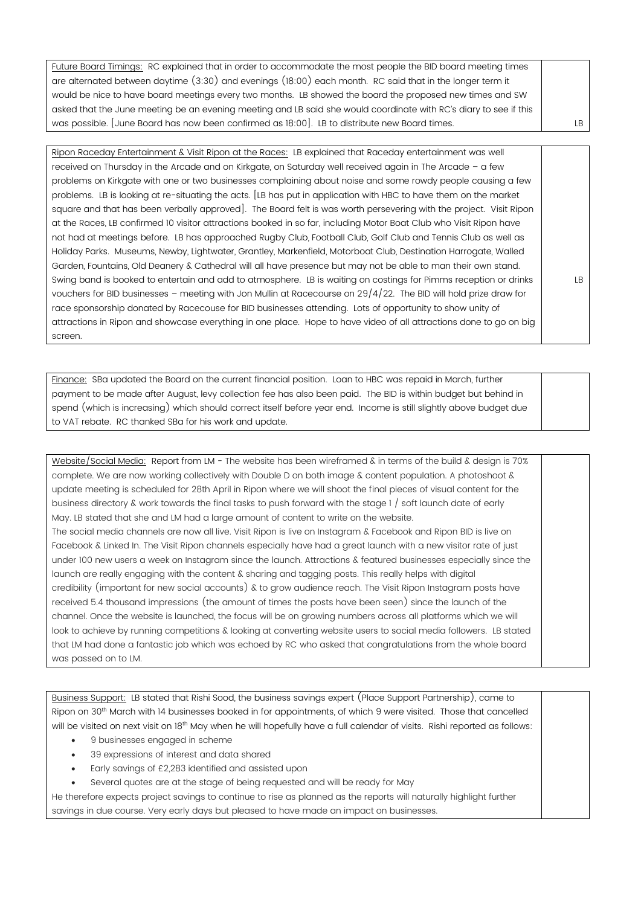| | |
|---|---|
| <u>Future Board Timings:</u> RC explained that in order to accommodate the most people the BID board meeting times are alternated between daytime (3:30) and evenings (18:00) each month. RC said that in the longer term it would be nice to have board meetings every two months. LB showed the board the proposed new times and SW asked that the June meeting be an evening meeting and LB said she would coordinate with RC's diary to see if this was possible. [June Board has now been confirmed as 18:00]. LB to distribute new Board times. | LB |

| | |
|---|---|
| <u>Ripon Raceday Entertainment & Visit Ripon at the Races:</u> LB explained that Raceday entertainment was well received on Thursday in the Arcade and on Kirkgate, on Saturday well received again in The Arcade – a few problems on Kirkgate with one or two businesses complaining about noise and some rowdy people causing a few problems. LB is looking at re-situating the acts. [LB has put in application with HBC to have them on the market square and that has been verbally approved]. The Board felt is was worth persevering with the project. Visit Ripon at the Races, LB confirmed 10 visitor attractions booked in so far, including Motor Boat Club who Visit Ripon have not had at meetings before. LB has approached Rugby Club, Football Club, Golf Club and Tennis Club as well as Holiday Parks. Museums, Newby, Lightwater, Grantley, Markenfield, Motorboat Club, Destination Harrogate, Walled Garden, Fountains, Old Deanery & Cathedral will all have presence but may not be able to man their own stand. Swing band is booked to entertain and add to atmosphere. LB is waiting on costings for Pimms reception or drinks vouchers for BID businesses – meeting with Jon Mullin at Racecourse on 29/4/22. The BID will hold prize draw for race sponsorship donated by Racecouse for BID businesses attending. Lots of opportunity to show unity of attractions in Ripon and showcase everything in one place. Hope to have video of all attractions done to go on big screen. | LB |

| | |
|---|---|
| <u>Finance:</u> SBa updated the Board on the current financial position. Loan to HBC was repaid in March, further payment to be made after August, levy collection fee has also been paid. The BID is within budget but behind in spend (which is increasing) which should correct itself before year end. Income is still slightly above budget due to VAT rebate. RC thanked SBa for his work and update. | |

| | |
|---|---|
| <u>Website/Social Media:</u> Report from LM - The website has been wireframed & in terms of the build & design is 70% complete. We are now working collectively with Double D on both image & content population. A photoshoot & update meeting is scheduled for 28th April in Ripon where we will shoot the final pieces of visual content for the business directory & work towards the final tasks to push forward with the stage 1 / soft launch date of early May. LB stated that she and LM had a large amount of content to write on the website.<br>The social media channels are now all live. Visit Ripon is live on Instagram & Facebook and Ripon BID is live on Facebook & Linked In. The Visit Ripon channels especially have had a great launch with a new visitor rate of just under 100 new users a week on Instagram since the launch. Attractions & featured businesses especially since the launch are really engaging with the content & sharing and tagging posts. This really helps with digital credibility (important for new social accounts) & to grow audience reach. The Visit Ripon Instagram posts have received 5.4 thousand impressions (the amount of times the posts have been seen) since the launch of the channel. Once the website is launched, the focus will be on growing numbers across all platforms which we will look to achieve by running competitions & looking at converting website users to social media followers. LB stated that LM had done a fantastic job which was echoed by RC who asked that congratulations from the whole board was passed on to LM. | |

| | |
|---|---|
| <u>Business Support:</u> LB stated that Rishi Sood, the business savings expert (Place Support Partnership), came to Ripon on 30th March with 14 businesses booked in for appointments, of which 9 were visited. Those that cancelled will be visited on next visit on 18th May when he will hopefully have a full calendar of visits. Rishi reported as follows:<br>• 9 businesses engaged in scheme<br>• 39 expressions of interest and data shared<br>• Early savings of £2,283 identified and assisted upon<br>• Several quotes are at the stage of being requested and will be ready for May<br>He therefore expects project savings to continue to rise as planned as the reports will naturally highlight further savings in due course. Very early days but pleased to have made an impact on businesses. | |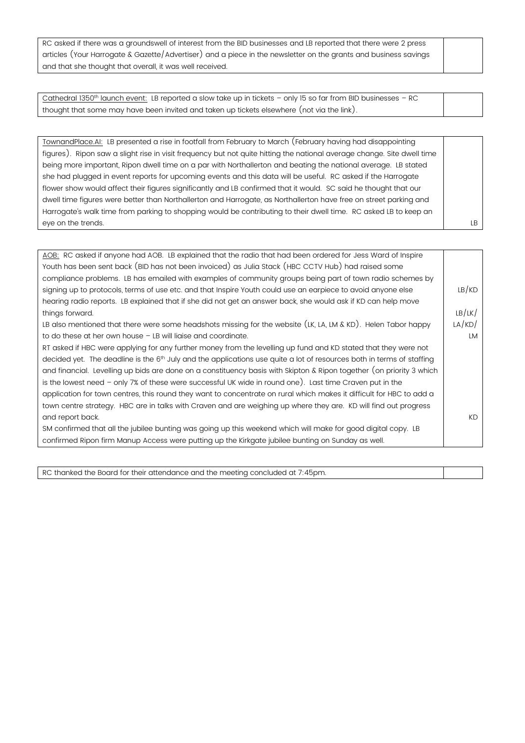| | |
|---|---|
| RC asked if there was a groundswell of interest from the BID businesses and LB reported that there were 2 press articles (Your Harrogate & Gazette/Advertiser) and a piece in the newsletter on the grants and business savings and that she thought that overall, it was well received. | |

| | |
|---|---|
| <u>Cathedral 1350th launch event:</u> LB reported a slow take up in tickets – only 15 so far from BID businesses – RC thought that some may have been invited and taken up tickets elsewhere (not via the link). | |

| | |
|---|---|
| <u>TownandPlace.AI:</u> LB presented a rise in footfall from February to March (February having had disappointing figures). Ripon saw a slight rise in visit frequency but not quite hitting the national average change. Site dwell time being more important, Ripon dwell time on a par with Northallerton and beating the national average. LB stated she had plugged in event reports for upcoming events and this data will be useful. RC asked if the Harrogate flower show would affect their figures significantly and LB confirmed that it would. SC said he thought that our dwell time figures were better than Northallerton and Harrogate, as Northallerton have free on street parking and Harrogate's walk time from parking to shopping would be contributing to their dwell time. RC asked LB to keep an eye on the trends. | LB |

| | |
|---|---|
| <u>AOB:</u> RC asked if anyone had AOB. LB explained that the radio that had been ordered for Jess Ward of Inspire Youth has been sent back (BID has not been invoiced) as Julia Stack (HBC CCTV Hub) had raised some compliance problems. LB has emailed with examples of community groups being part of town radio schemes by signing up to protocols, terms of use etc. and that Inspire Youth could use an earpiece to avoid anyone else hearing radio reports. LB explained that if she did not get an answer back, she would ask if KD can help move things forward.<br>LB also mentioned that there were some headshots missing for the website (LK, LA, LM & KD). Helen Tabor happy to do these at her own house – LB will liaise and coordinate.<br>RT asked if HBC were applying for any further money from the levelling up fund and KD stated that they were not decided yet. The deadline is the 6th July and the applications use quite a lot of resources both in terms of staffing and financial. Levelling up bids are done on a constituency basis with Skipton & Ripon together (on priority 3 which is the lowest need – only 7% of these were successful UK wide in round one). Last time Craven put in the application for town centres, this round they want to concentrate on rural which makes it difficult for HBC to add a town centre strategy. HBC are in talks with Craven and are weighing up where they are. KD will find out progress and report back.<br>SM confirmed that all the jubilee bunting was going up this weekend which will make for good digital copy. LB confirmed Ripon firm Manup Access were putting up the Kirkgate jubilee bunting on Sunday as well. | LB/KD<br><br>LB/LK/LA/KD/LM<br><br>KD |

| | |
|---|---|
| RC thanked the Board for their attendance and the meeting concluded at 7:45pm. | |